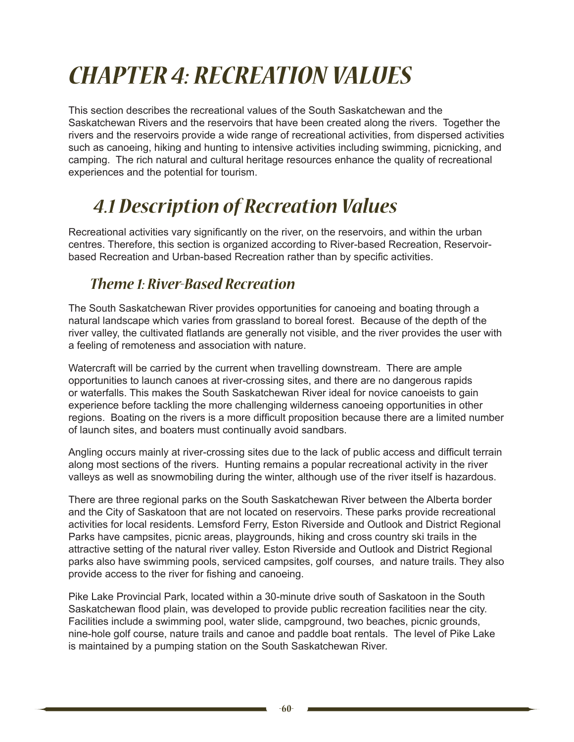# CHAPTER 4: RECREATION VALUES

This section describes the recreational values of the South Saskatchewan and the Saskatchewan Rivers and the reservoirs that have been created along the rivers. Together the rivers and the reservoirs provide a wide range of recreational activities, from dispersed activities such as canoeing, hiking and hunting to intensive activities including swimming, picnicking, and camping. The rich natural and cultural heritage resources enhance the quality of recreational experiences and the potential for tourism.

## 4.1 Description of Recreation Values

Recreational activities vary significantly on the river, on the reservoirs, and within the urban centres. Therefore, this section is organized according to River-based Recreation, Reservoir-based Recreation and Urban-based Recreation rather than by specific activities.

### Theme 1: River-Based Recreation

The South Saskatchewan River provides opportunities for canoeing and boating through a natural landscape which varies from grassland to boreal forest. Because of the depth of the river valley, the cultivated flatlands are generally not visible, and the river provides the user with a feeling of remoteness and association with nature.

Watercraft will be carried by the current when travelling downstream. There are ample opportunities to launch canoes at river-crossing sites, and there are no dangerous rapids or waterfalls. This makes the South Saskatchewan River ideal for novice canoeists to gain experience before tackling the more challenging wilderness canoeing opportunities in other regions. Boating on the rivers is a more difficult proposition because there are a limited number of launch sites, and boaters must continually avoid sandbars.

Angling occurs mainly at river-crossing sites due to the lack of public access and difficult terrain along most sections of the rivers. Hunting remains a popular recreational activity in the river valleys as well as snowmobiling during the winter, although use of the river itself is hazardous.

There are three regional parks on the South Saskatchewan River between the Alberta border and the City of Saskatoon that are not located on reservoirs. These parks provide recreational activities for local residents. Lemsford Ferry, Eston Riverside and Outlook and District Regional Parks have campsites, picnic areas, playgrounds, hiking and cross country ski trails in the attractive setting of the natural river valley. Eston Riverside and Outlook and District Regional parks also have swimming pools, serviced campsites, golf courses, and nature trails. They also provide access to the river for fishing and canoeing.

Pike Lake Provincial Park, located within a 30-minute drive south of Saskatoon in the South Saskatchewan flood plain, was developed to provide public recreation facilities near the city. Facilities include a swimming pool, water slide, campground, two beaches, picnic grounds, nine-hole golf course, nature trails and canoe and paddle boat rentals. The level of Pike Lake is maintained by a pumping station on the South Saskatchewan River.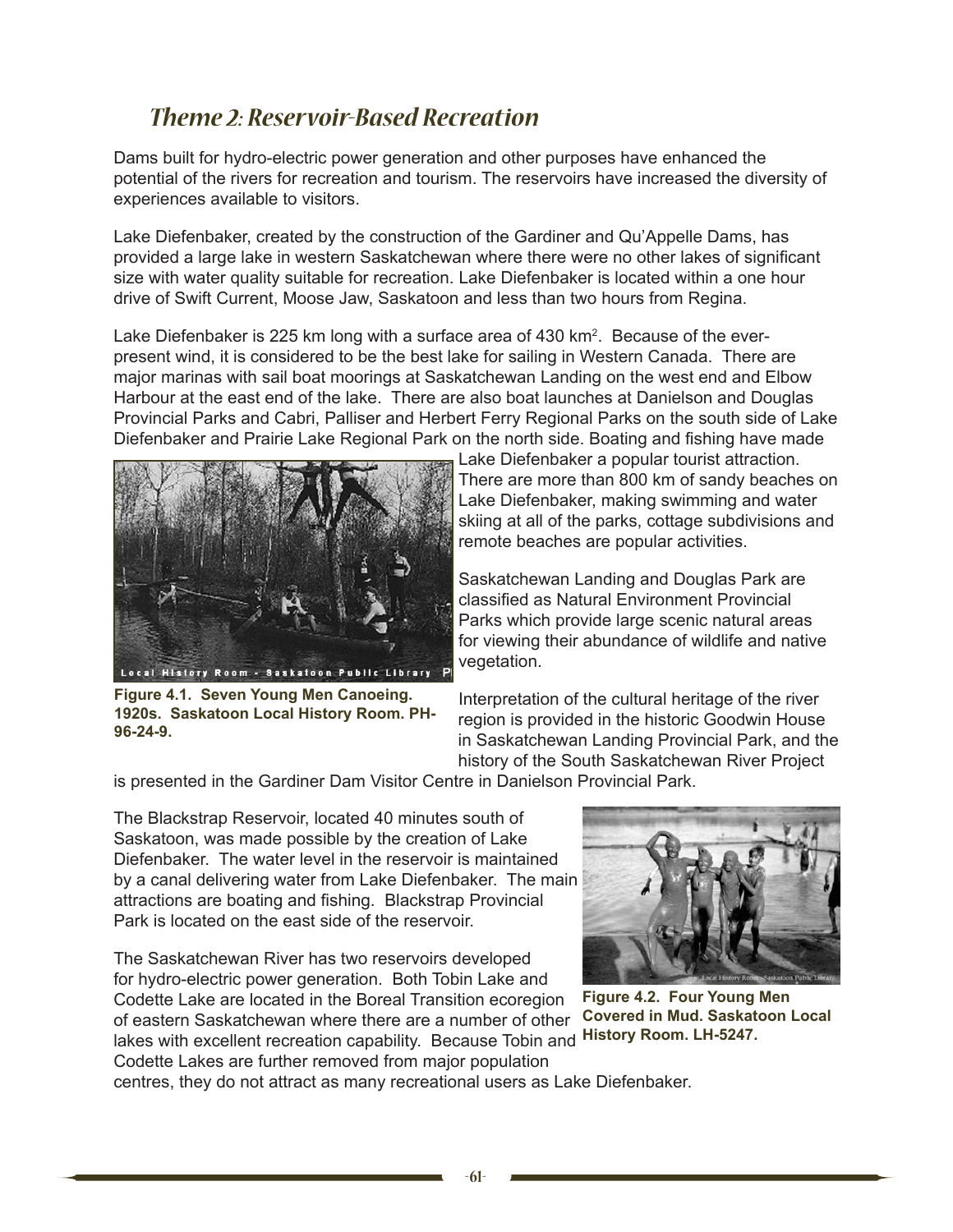## *Theme 2: Reservoir-Based Recreation*

Dams built for hydro-electric power generation and other purposes have enhanced the potential of the rivers for recreation and tourism. The reservoirs have increased the diversity of experiences available to visitors.

Lake Diefenbaker, created by the construction of the Gardiner and Qu'Appelle Dams, has provided a large lake in western Saskatchewan where there were no other lakes of significant size with water quality suitable for recreation. Lake Diefenbaker is located within a one hour drive of Swift Current, Moose Jaw, Saskatoon and less than two hours from Regina.

Lake Diefenbaker is 225 km long with a surface area of 430 km$^2$. Because of the ever-present wind, it is considered to be the best lake for sailing in Western Canada. There are major marinas with sail boat moorings at Saskatchewan Landing on the west end and Elbow Harbour at the east end of the lake. There are also boat launches at Danielson and Douglas Provincial Parks and Cabri, Palliser and Herbert Ferry Regional Parks on the south side of Lake Diefenbaker and Prairie Lake Regional Park on the north side. Boating and fishing have made Lake Diefenbaker a popular tourist attraction. There are more than 800 km of sandy beaches on Lake Diefenbaker, making swimming and water skiing at all of the parks, cottage subdivisions and remote beaches are popular activities.

**Figure 4.1. Seven Young Men Canoeing. 1920s. Saskatoon Local History Room. PH-96-24-9.**

Saskatchewan Landing and Douglas Park are classified as Natural Environment Provincial Parks which provide large scenic natural areas for viewing their abundance of wildlife and native vegetation.

Interpretation of the cultural heritage of the river region is provided in the historic Goodwin House in Saskatchewan Landing Provincial Park, and the history of the South Saskatchewan River Project is presented in the Gardiner Dam Visitor Centre in Danielson Provincial Park.

The Blackstrap Reservoir, located 40 minutes south of Saskatoon, was made possible by the creation of Lake Diefenbaker. The water level in the reservoir is maintained by a canal delivering water from Lake Diefenbaker. The main attractions are boating and fishing. Blackstrap Provincial Park is located on the east side of the reservoir.

The Saskatchewan River has two reservoirs developed for hydro-electric power generation. Both Tobin Lake and Codette Lake are located in the Boreal Transition ecoregion of eastern Saskatchewan where there are a number of other lakes with excellent recreation capability. Because Tobin and Codette Lakes are further removed from major population centres, they do not attract as many recreational users as Lake Diefenbaker.

**Figure 4.2. Four Young Men Covered in Mud. Saskatoon Local History Room. LH-5247.**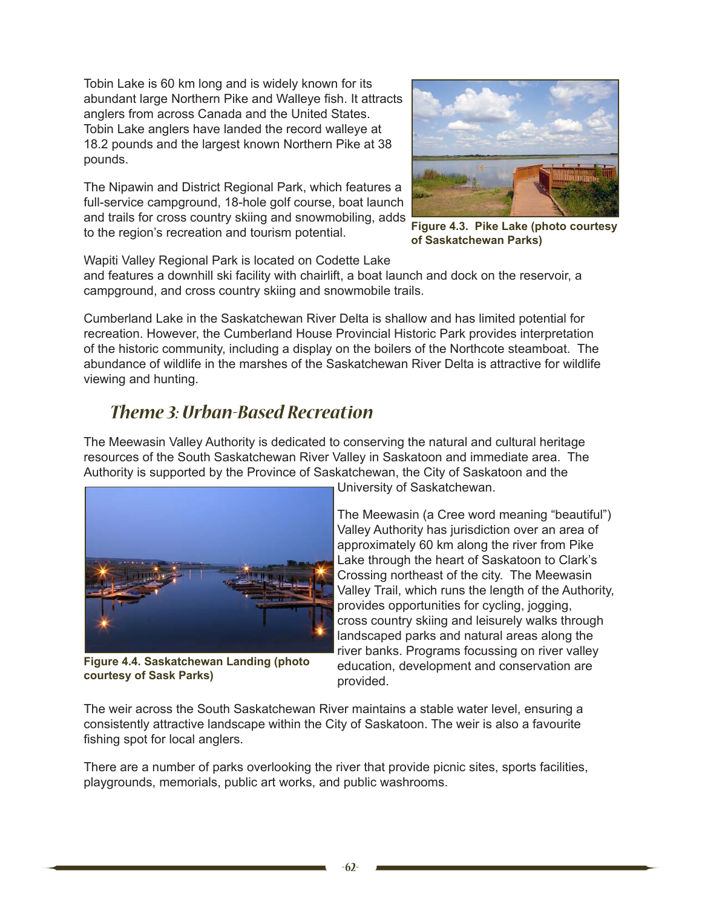Tobin Lake is 60 km long and is widely known for its abundant large Northern Pike and Walleye fish. It attracts anglers from across Canada and the United States. Tobin Lake anglers have landed the record walleye at 18.2 pounds and the largest known Northern Pike at 38 pounds.

The Nipawin and District Regional Park, which features a full-service campground, 18-hole golf course, boat launch and trails for cross country skiing and snowmobiling, adds to the region's recreation and tourism potential.

**Figure 4.3. Pike Lake (photo courtesy of Saskatchewan Parks)**

Wapiti Valley Regional Park is located on Codette Lake and features a downhill ski facility with chairlift, a boat launch and dock on the reservoir, a campground, and cross country skiing and snowmobile trails.

Cumberland Lake in the Saskatchewan River Delta is shallow and has limited potential for recreation. However, the Cumberland House Provincial Historic Park provides interpretation of the historic community, including a display on the boilers of the Northcote steamboat. The abundance of wildlife in the marshes of the Saskatchewan River Delta is attractive for wildlife viewing and hunting.

## *Theme 3: Urban-Based Recreation*

The Meewasin Valley Authority is dedicated to conserving the natural and cultural heritage resources of the South Saskatchewan River Valley in Saskatoon and immediate area. The Authority is supported by the Province of Saskatchewan, the City of Saskatoon and the University of Saskatchewan.

**Figure 4.4. Saskatchewan Landing (photo courtesy of Sask Parks)**

The Meewasin (a Cree word meaning "beautiful") Valley Authority has jurisdiction over an area of approximately 60 km along the river from Pike Lake through the heart of Saskatoon to Clark's Crossing northeast of the city. The Meewasin Valley Trail, which runs the length of the Authority, provides opportunities for cycling, jogging, cross country skiing and leisurely walks through landscaped parks and natural areas along the river banks. Programs focussing on river valley education, development and conservation are provided.

The weir across the South Saskatchewan River maintains a stable water level, ensuring a consistently attractive landscape within the City of Saskatoon. The weir is also a favourite fishing spot for local anglers.

There are a number of parks overlooking the river that provide picnic sites, sports facilities, playgrounds, memorials, public art works, and public washrooms.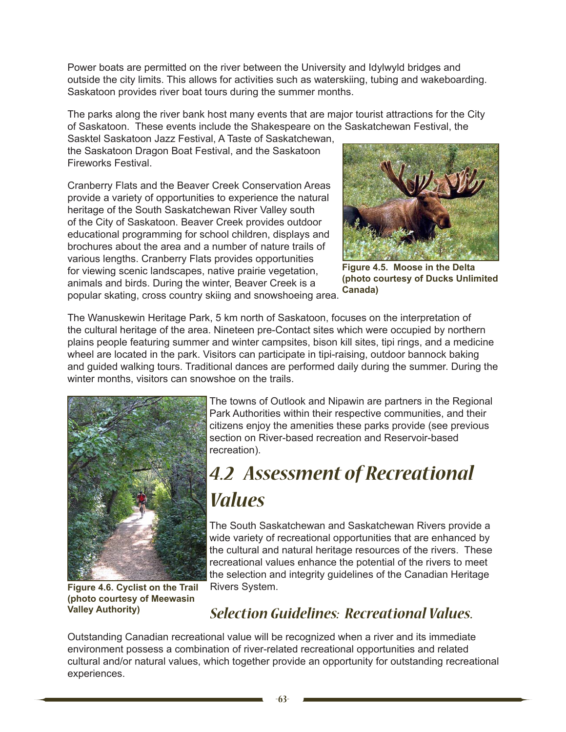Power boats are permitted on the river between the University and Idylwyld bridges and outside the city limits. This allows for activities such as waterskiing, tubing and wakeboarding. Saskatoon provides river boat tours during the summer months.

The parks along the river bank host many events that are major tourist attractions for the City of Saskatoon. These events include the Shakespeare on the Saskatchewan Festival, the Sasktel Saskatoon Jazz Festival, A Taste of Saskatchewan, the Saskatoon Dragon Boat Festival, and the Saskatoon Fireworks Festival.

Cranberry Flats and the Beaver Creek Conservation Areas provide a variety of opportunities to experience the natural heritage of the South Saskatchewan River Valley south of the City of Saskatoon. Beaver Creek provides outdoor educational programming for school children, displays and brochures about the area and a number of nature trails of various lengths. Cranberry Flats provides opportunities for viewing scenic landscapes, native prairie vegetation, animals and birds. During the winter, Beaver Creek is a popular skating, cross country skiing and snowshoeing area.

**Figure 4.5. Moose in the Delta (photo courtesy of Ducks Unlimited Canada)**

The Wanuskewin Heritage Park, 5 km north of Saskatoon, focuses on the interpretation of the cultural heritage of the area. Nineteen pre-Contact sites which were occupied by northern plains people featuring summer and winter campsites, bison kill sites, tipi rings, and a medicine wheel are located in the park. Visitors can participate in tipi-raising, outdoor bannock baking and guided walking tours. Traditional dances are performed daily during the summer. During the winter months, visitors can snowshoe on the trails.

The towns of Outlook and Nipawin are partners in the Regional Park Authorities within their respective communities, and their citizens enjoy the amenities these parks provide (see previous section on River-based recreation and Reservoir-based recreation).

**Figure 4.6. Cyclist on the Trail (photo courtesy of Meewasin Valley Authority)**

## *4.2 Assessment of Recreational Values*

The South Saskatchewan and Saskatchewan Rivers provide a wide variety of recreational opportunities that are enhanced by the cultural and natural heritage resources of the rivers. These recreational values enhance the potential of the rivers to meet the selection and integrity guidelines of the Canadian Heritage Rivers System.

### *Selection Guidelines: Recreational Values.*

Outstanding Canadian recreational value will be recognized when a river and its immediate environment possess a combination of river-related recreational opportunities and related cultural and/or natural values, which together provide an opportunity for outstanding recreational experiences.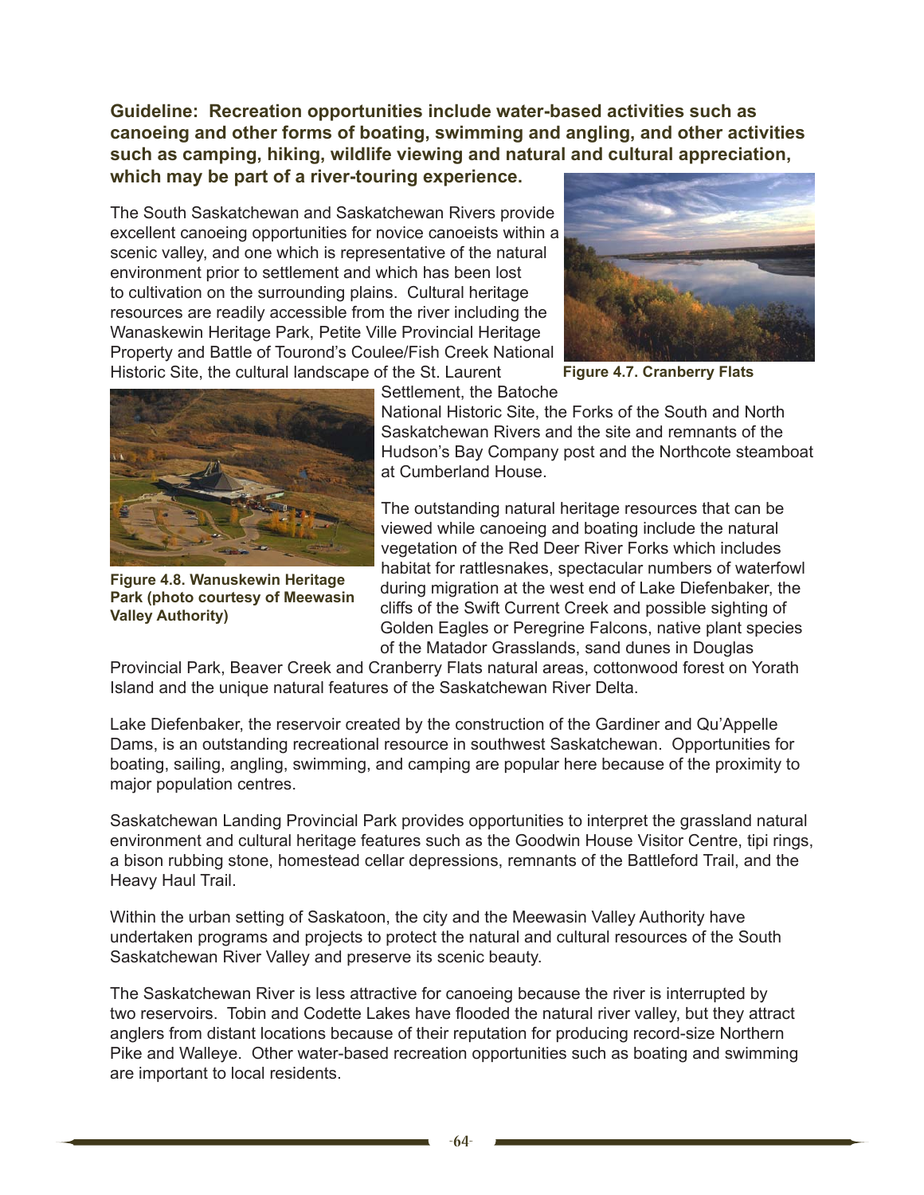**Guideline: Recreation opportunities include water-based activities such as canoeing and other forms of boating, swimming and angling, and other activities such as camping, hiking, wildlife viewing and natural and cultural appreciation, which may be part of a river-touring experience.**

The South Saskatchewan and Saskatchewan Rivers provide excellent canoeing opportunities for novice canoeists within a scenic valley, and one which is representative of the natural environment prior to settlement and which has been lost to cultivation on the surrounding plains. Cultural heritage resources are readily accessible from the river including the Wanaskewin Heritage Park, Petite Ville Provincial Heritage Property and Battle of Tourond's Coulee/Fish Creek National Historic Site, the cultural landscape of the St. Laurent Settlement, the Batoche National Historic Site, the Forks of the South and North Saskatchewan Rivers and the site and remnants of the Hudson's Bay Company post and the Northcote steamboat at Cumberland House.

**Figure 4.7. Cranberry Flats**

**Figure 4.8. Wanuskewin Heritage Park (photo courtesy of Meewasin Valley Authority)**

The outstanding natural heritage resources that can be viewed while canoeing and boating include the natural vegetation of the Red Deer River Forks which includes habitat for rattlesnakes, spectacular numbers of waterfowl during migration at the west end of Lake Diefenbaker, the cliffs of the Swift Current Creek and possible sighting of Golden Eagles or Peregrine Falcons, native plant species of the Matador Grasslands, sand dunes in Douglas Provincial Park, Beaver Creek and Cranberry Flats natural areas, cottonwood forest on Yorath Island and the unique natural features of the Saskatchewan River Delta.

Lake Diefenbaker, the reservoir created by the construction of the Gardiner and Qu'Appelle Dams, is an outstanding recreational resource in southwest Saskatchewan. Opportunities for boating, sailing, angling, swimming, and camping are popular here because of the proximity to major population centres.

Saskatchewan Landing Provincial Park provides opportunities to interpret the grassland natural environment and cultural heritage features such as the Goodwin House Visitor Centre, tipi rings, a bison rubbing stone, homestead cellar depressions, remnants of the Battleford Trail, and the Heavy Haul Trail.

Within the urban setting of Saskatoon, the city and the Meewasin Valley Authority have undertaken programs and projects to protect the natural and cultural resources of the South Saskatchewan River Valley and preserve its scenic beauty.

The Saskatchewan River is less attractive for canoeing because the river is interrupted by two reservoirs. Tobin and Codette Lakes have flooded the natural river valley, but they attract anglers from distant locations because of their reputation for producing record-size Northern Pike and Walleye. Other water-based recreation opportunities such as boating and swimming are important to local residents.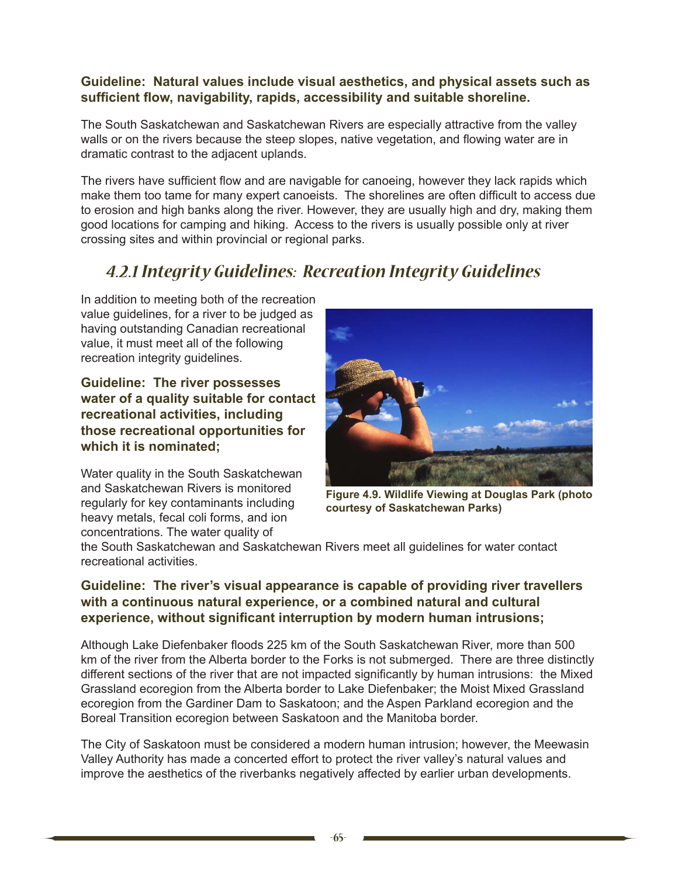**Guideline: Natural values include visual aesthetics, and physical assets such as sufficient flow, navigability, rapids, accessibility and suitable shoreline.**

The South Saskatchewan and Saskatchewan Rivers are especially attractive from the valley walls or on the rivers because the steep slopes, native vegetation, and flowing water are in dramatic contrast to the adjacent uplands.

The rivers have sufficient flow and are navigable for canoeing, however they lack rapids which make them too tame for many expert canoeists. The shorelines are often difficult to access due to erosion and high banks along the river. However, they are usually high and dry, making them good locations for camping and hiking. Access to the rivers is usually possible only at river crossing sites and within provincial or regional parks.

## *4.2.1 Integrity Guidelines: Recreation Integrity Guidelines*

In addition to meeting both of the recreation value guidelines, for a river to be judged as having outstanding Canadian recreational value, it must meet all of the following recreation integrity guidelines.

**Guideline: The river possesses water of a quality suitable for contact recreational activities, including those recreational opportunities for which it is nominated;**

Water quality in the South Saskatchewan and Saskatchewan Rivers is monitored regularly for key contaminants including heavy metals, fecal coli forms, and ion concentrations. The water quality of the South Saskatchewan and Saskatchewan Rivers meet all guidelines for water contact recreational activities.

**Figure 4.9. Wildlife Viewing at Douglas Park (photo courtesy of Saskatchewan Parks)**

**Guideline: The river's visual appearance is capable of providing river travellers with a continuous natural experience, or a combined natural and cultural experience, without significant interruption by modern human intrusions;**

Although Lake Diefenbaker floods 225 km of the South Saskatchewan River, more than 500 km of the river from the Alberta border to the Forks is not submerged. There are three distinctly different sections of the river that are not impacted significantly by human intrusions: the Mixed Grassland ecoregion from the Alberta border to Lake Diefenbaker; the Moist Mixed Grassland ecoregion from the Gardiner Dam to Saskatoon; and the Aspen Parkland ecoregion and the Boreal Transition ecoregion between Saskatoon and the Manitoba border.

The City of Saskatoon must be considered a modern human intrusion; however, the Meewasin Valley Authority has made a concerted effort to protect the river valley's natural values and improve the aesthetics of the riverbanks negatively affected by earlier urban developments.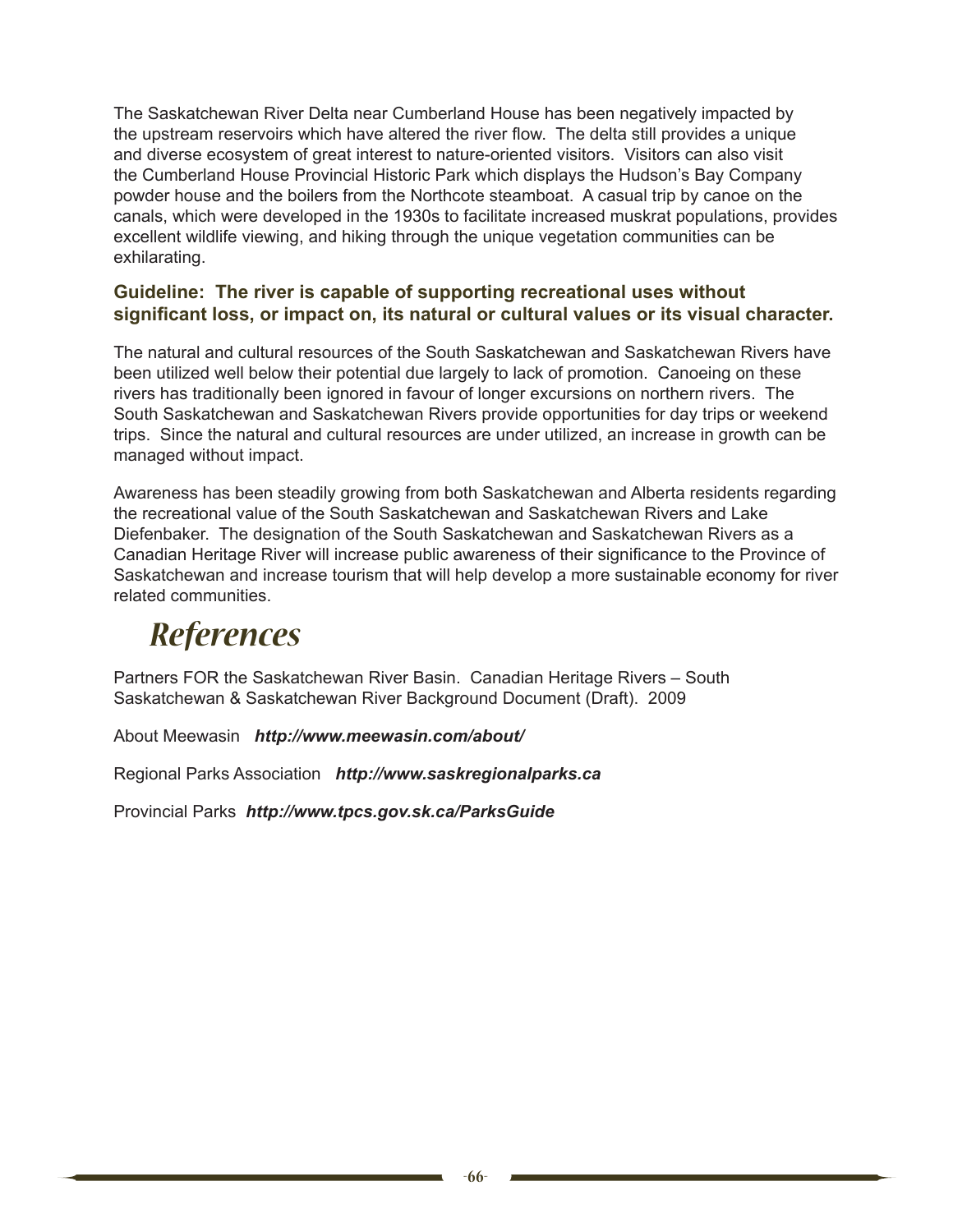The Saskatchewan River Delta near Cumberland House has been negatively impacted by the upstream reservoirs which have altered the river flow. The delta still provides a unique and diverse ecosystem of great interest to nature-oriented visitors. Visitors can also visit the Cumberland House Provincial Historic Park which displays the Hudson's Bay Company powder house and the boilers from the Northcote steamboat. A casual trip by canoe on the canals, which were developed in the 1930s to facilitate increased muskrat populations, provides excellent wildlife viewing, and hiking through the unique vegetation communities can be exhilarating.

**Guideline: The river is capable of supporting recreational uses without significant loss, or impact on, its natural or cultural values or its visual character.**

The natural and cultural resources of the South Saskatchewan and Saskatchewan Rivers have been utilized well below their potential due largely to lack of promotion. Canoeing on these rivers has traditionally been ignored in favour of longer excursions on northern rivers. The South Saskatchewan and Saskatchewan Rivers provide opportunities for day trips or weekend trips. Since the natural and cultural resources are under utilized, an increase in growth can be managed without impact.

Awareness has been steadily growing from both Saskatchewan and Alberta residents regarding the recreational value of the South Saskatchewan and Saskatchewan Rivers and Lake Diefenbaker. The designation of the South Saskatchewan and Saskatchewan Rivers as a Canadian Heritage River will increase public awareness of their significance to the Province of Saskatchewan and increase tourism that will help develop a more sustainable economy for river related communities.

## *References*

Partners FOR the Saskatchewan River Basin. Canadian Heritage Rivers – South Saskatchewan & Saskatchewan River Background Document (Draft). 2009

About Meewasin ***http://www.meewasin.com/about/***

Regional Parks Association ***http://www.saskregionalparks.ca***

Provincial Parks ***http://www.tpcs.gov.sk.ca/ParksGuide***